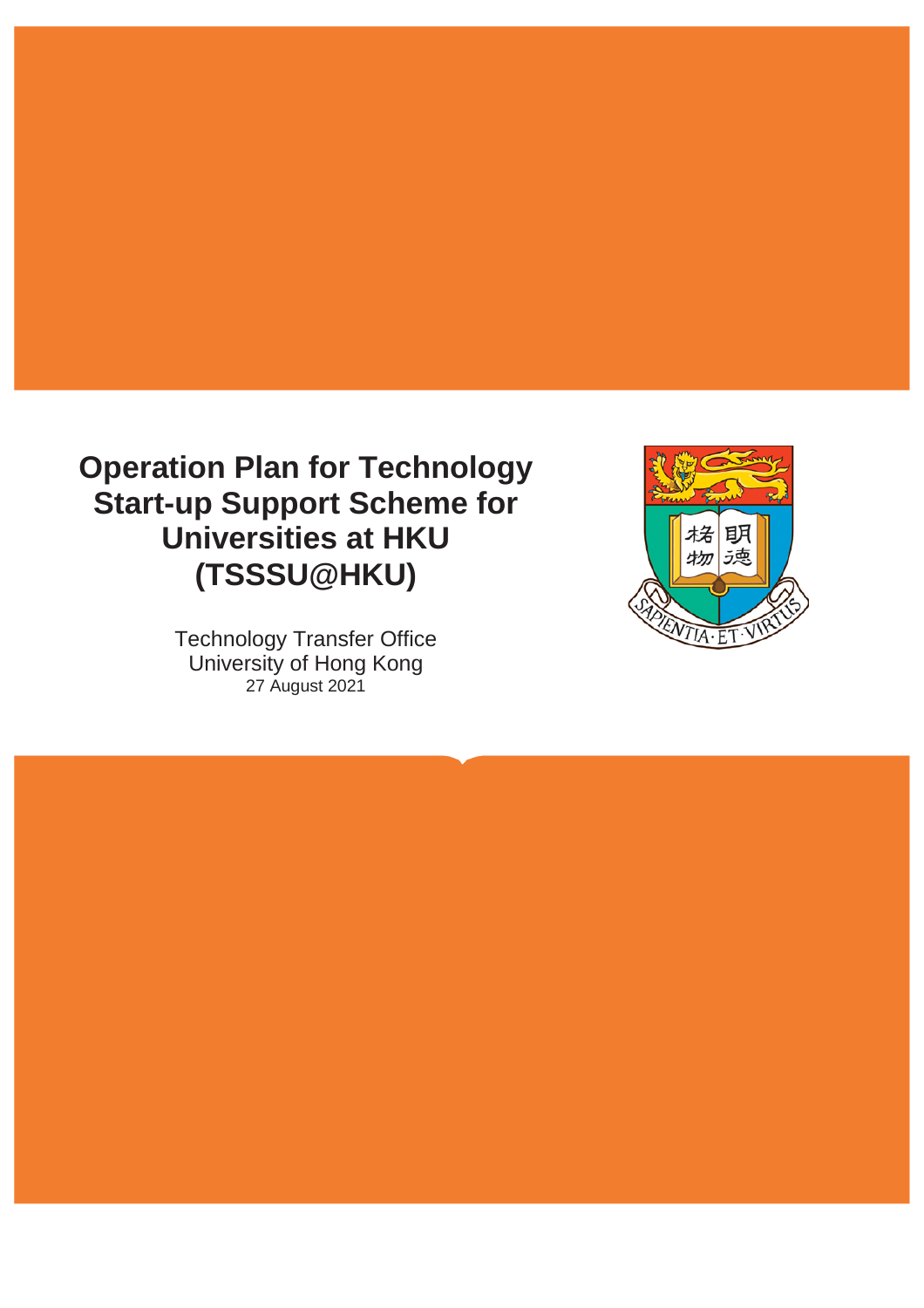# Operation Plan for Technology Start-up Support Scheme for Universities at HKU (TSSSU@HKU)

Technology Transfer Office
University of Hong Kong
27 August 2021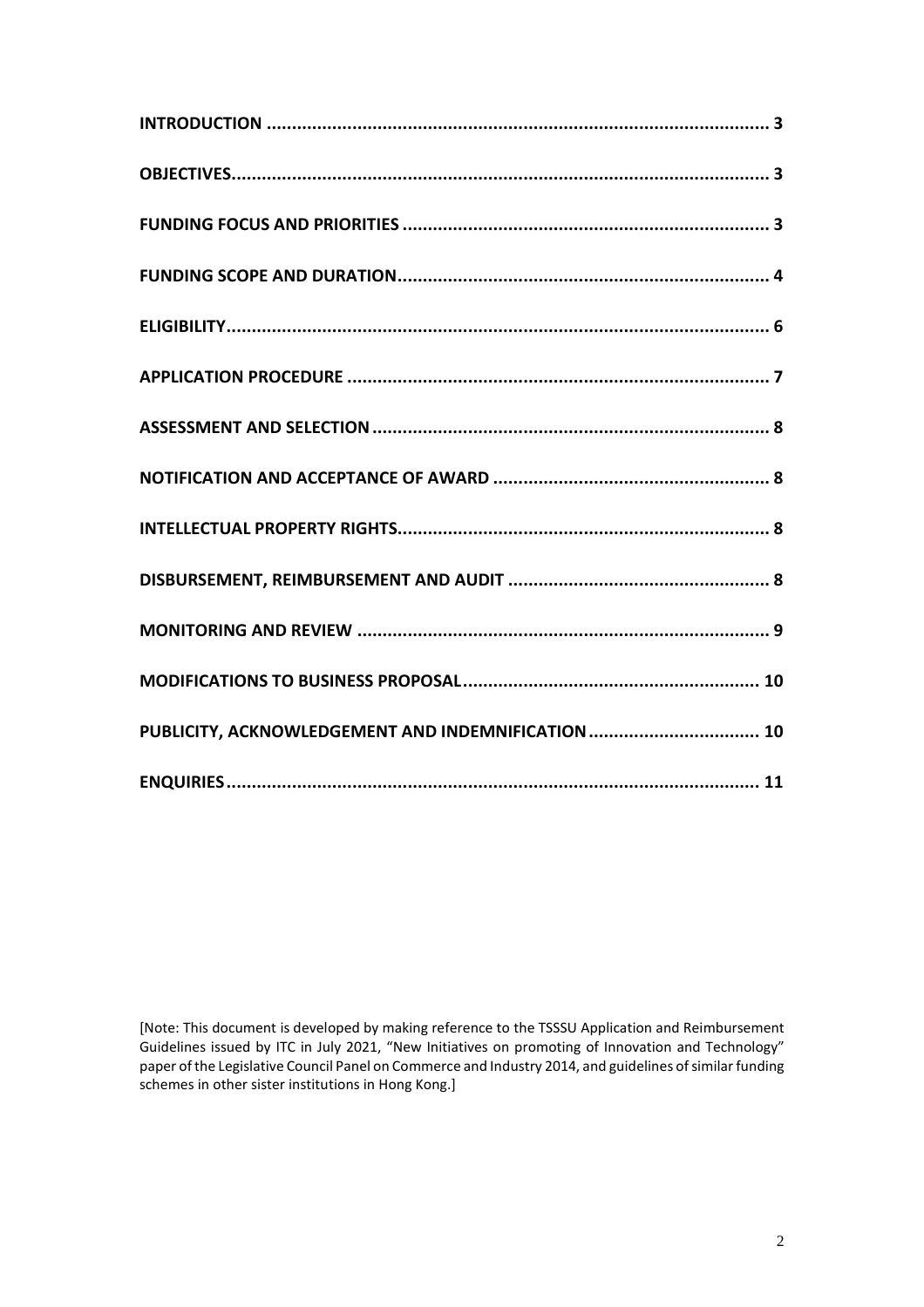| | |
|---|---|
| **INTRODUCTION** | **3** |
| **OBJECTIVES** | **3** |
| **FUNDING FOCUS AND PRIORITIES** | **3** |
| **FUNDING SCOPE AND DURATION** | **4** |
| **ELIGIBILITY** | **6** |
| **APPLICATION PROCEDURE** | **7** |
| **ASSESSMENT AND SELECTION** | **8** |
| **NOTIFICATION AND ACCEPTANCE OF AWARD** | **8** |
| **INTELLECTUAL PROPERTY RIGHTS** | **8** |
| **DISBURSEMENT, REIMBURSEMENT AND AUDIT** | **8** |
| **MONITORING AND REVIEW** | **9** |
| **MODIFICATIONS TO BUSINESS PROPOSAL** | **10** |
| **PUBLICITY, ACKNOWLEDGEMENT AND INDEMNIFICATION** | **10** |
| **ENQUIRIES** | **11** |

[Note: This document is developed by making reference to the TSSSU Application and Reimbursement Guidelines issued by ITC in July 2021, "New Initiatives on promoting of Innovation and Technology" paper of the Legislative Council Panel on Commerce and Industry 2014, and guidelines of similar funding schemes in other sister institutions in Hong Kong.]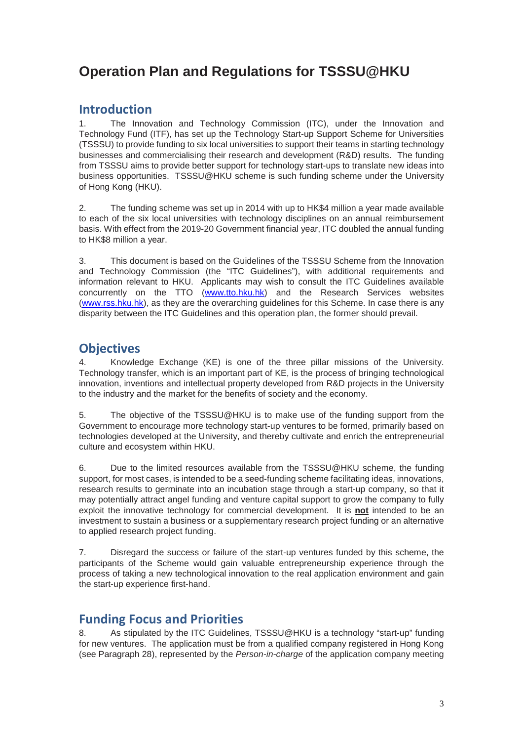# Operation Plan and Regulations for TSSSU@HKU

## Introduction

1. The Innovation and Technology Commission (ITC), under the Innovation and Technology Fund (ITF), has set up the Technology Start-up Support Scheme for Universities (TSSSU) to provide funding to six local universities to support their teams in starting technology businesses and commercialising their research and development (R&D) results. The funding from TSSSU aims to provide better support for technology start-ups to translate new ideas into business opportunities. TSSSU@HKU scheme is such funding scheme under the University of Hong Kong (HKU).

2. The funding scheme was set up in 2014 with up to HK$4 million a year made available to each of the six local universities with technology disciplines on an annual reimbursement basis. With effect from the 2019-20 Government financial year, ITC doubled the annual funding to HK$8 million a year.

3. This document is based on the Guidelines of the TSSSU Scheme from the Innovation and Technology Commission (the "ITC Guidelines"), with additional requirements and information relevant to HKU. Applicants may wish to consult the ITC Guidelines available concurrently on the TTO (www.tto.hku.hk) and the Research Services websites (www.rss.hku.hk), as they are the overarching guidelines for this Scheme. In case there is any disparity between the ITC Guidelines and this operation plan, the former should prevail.

## Objectives

4. Knowledge Exchange (KE) is one of the three pillar missions of the University. Technology transfer, which is an important part of KE, is the process of bringing technological innovation, inventions and intellectual property developed from R&D projects in the University to the industry and the market for the benefits of society and the economy.

5. The objective of the TSSSU@HKU is to make use of the funding support from the Government to encourage more technology start-up ventures to be formed, primarily based on technologies developed at the University, and thereby cultivate and enrich the entrepreneurial culture and ecosystem within HKU.

6. Due to the limited resources available from the TSSSU@HKU scheme, the funding support, for most cases, is intended to be a seed-funding scheme facilitating ideas, innovations, research results to germinate into an incubation stage through a start-up company, so that it may potentially attract angel funding and venture capital support to grow the company to fully exploit the innovative technology for commercial development. It is **not** intended to be an investment to sustain a business or a supplementary research project funding or an alternative to applied research project funding.

7. Disregard the success or failure of the start-up ventures funded by this scheme, the participants of the Scheme would gain valuable entrepreneurship experience through the process of taking a new technological innovation to the real application environment and gain the start-up experience first-hand.

## Funding Focus and Priorities

8. As stipulated by the ITC Guidelines, TSSSU@HKU is a technology "start-up" funding for new ventures. The application must be from a qualified company registered in Hong Kong (see Paragraph 28), represented by the *Person-in-charge* of the application company meeting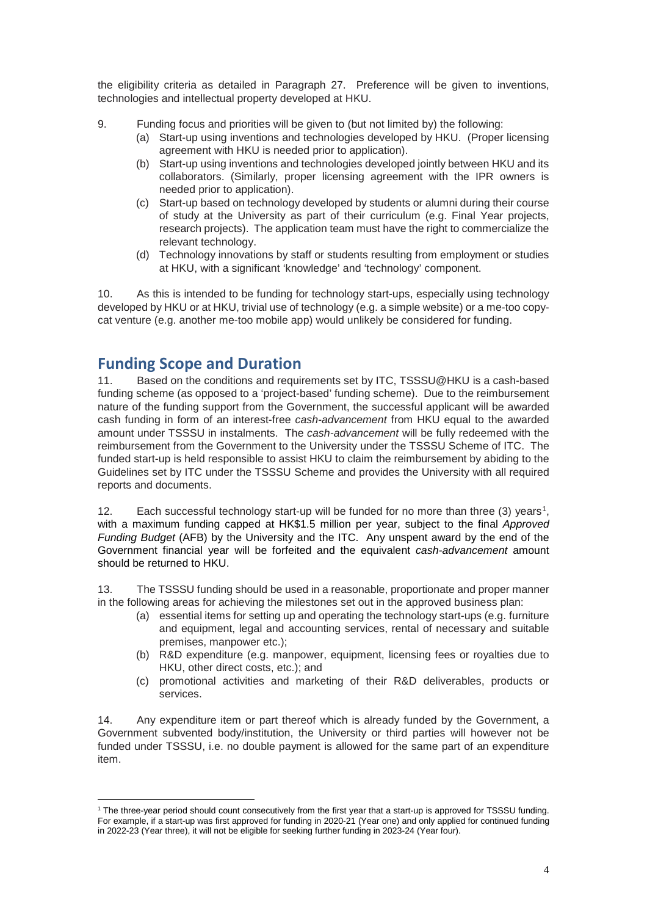the eligibility criteria as detailed in Paragraph 27. Preference will be given to inventions, technologies and intellectual property developed at HKU.

9. Funding focus and priorities will be given to (but not limited by) the following:
   - (a) Start-up using inventions and technologies developed by HKU. (Proper licensing agreement with HKU is needed prior to application).
   - (b) Start-up using inventions and technologies developed jointly between HKU and its collaborators. (Similarly, proper licensing agreement with the IPR owners is needed prior to application).
   - (c) Start-up based on technology developed by students or alumni during their course of study at the University as part of their curriculum (e.g. Final Year projects, research projects). The application team must have the right to commercialize the relevant technology.
   - (d) Technology innovations by staff or students resulting from employment or studies at HKU, with a significant 'knowledge' and 'technology' component.

10. As this is intended to be funding for technology start-ups, especially using technology developed by HKU or at HKU, trivial use of technology (e.g. a simple website) or a me-too copy-cat venture (e.g. another me-too mobile app) would unlikely be considered for funding.

## Funding Scope and Duration

11. Based on the conditions and requirements set by ITC, TSSSU@HKU is a cash-based funding scheme (as opposed to a 'project-based' funding scheme). Due to the reimbursement nature of the funding support from the Government, the successful applicant will be awarded cash funding in form of an interest-free *cash-advancement* from HKU equal to the awarded amount under TSSSU in instalments. The *cash-advancement* will be fully redeemed with the reimbursement from the Government to the University under the TSSSU Scheme of ITC. The funded start-up is held responsible to assist HKU to claim the reimbursement by abiding to the Guidelines set by ITC under the TSSSU Scheme and provides the University with all required reports and documents.

12. Each successful technology start-up will be funded for no more than three (3) years[1], with a maximum funding capped at HK$1.5 million per year, subject to the final *Approved Funding Budget* (AFB) by the University and the ITC. Any unspent award by the end of the Government financial year will be forfeited and the equivalent *cash-advancement* amount should be returned to HKU.

13. The TSSSU funding should be used in a reasonable, proportionate and proper manner in the following areas for achieving the milestones set out in the approved business plan:
   - (a) essential items for setting up and operating the technology start-ups (e.g. furniture and equipment, legal and accounting services, rental of necessary and suitable premises, manpower etc.);
   - (b) R&D expenditure (e.g. manpower, equipment, licensing fees or royalties due to HKU, other direct costs, etc.); and
   - (c) promotional activities and marketing of their R&D deliverables, products or services.

14. Any expenditure item or part thereof which is already funded by the Government, a Government subvented body/institution, the University or third parties will however not be funded under TSSSU, i.e. no double payment is allowed for the same part of an expenditure item.

---

[1] The three-year period should count consecutively from the first year that a start-up is approved for TSSSU funding. For example, if a start-up was first approved for funding in 2020-21 (Year one) and only applied for continued funding in 2022-23 (Year three), it will not be eligible for seeking further funding in 2023-24 (Year four).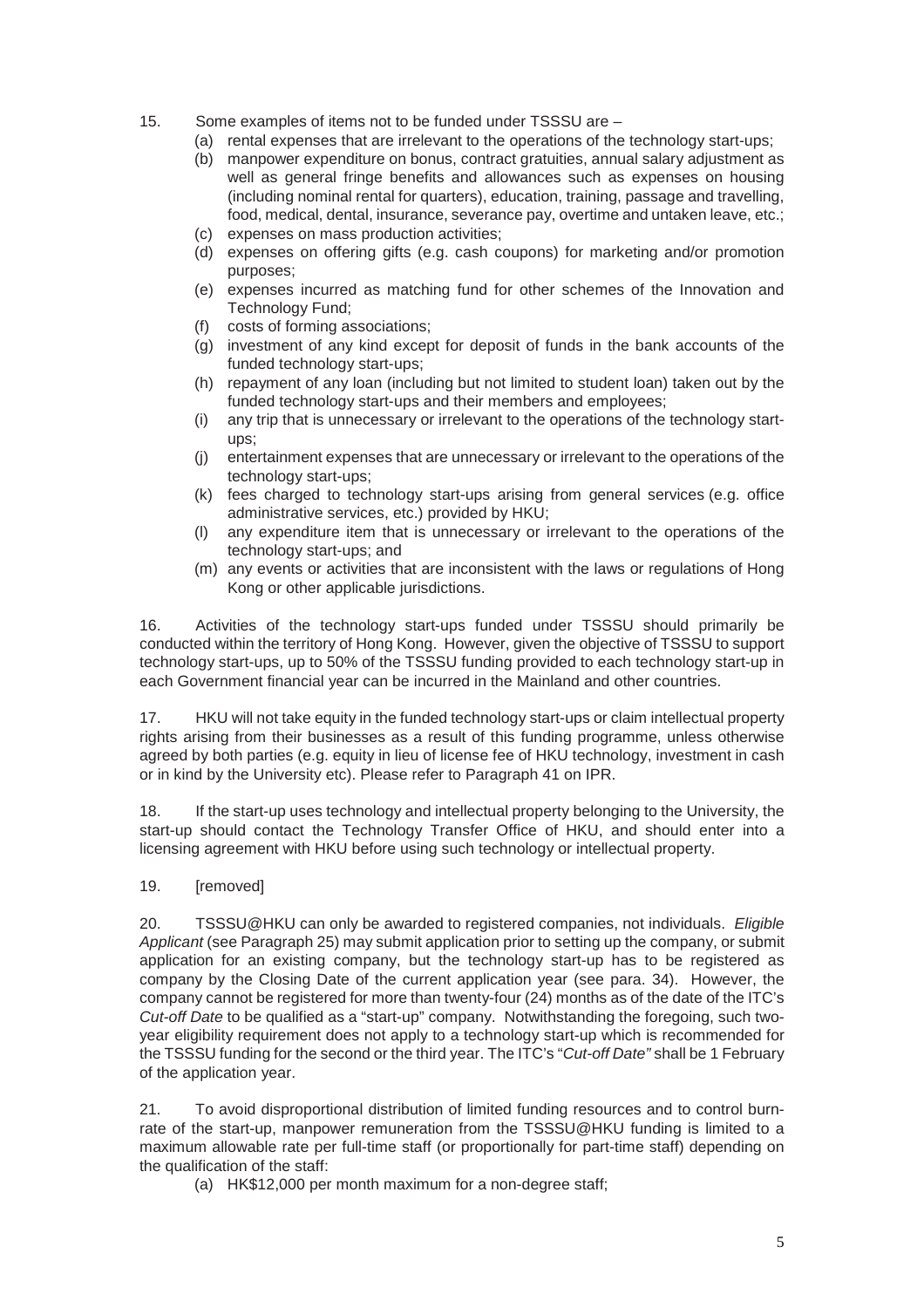15. Some examples of items not to be funded under TSSSU are –

   (a) rental expenses that are irrelevant to the operations of the technology start-ups;
   (b) manpower expenditure on bonus, contract gratuities, annual salary adjustment as well as general fringe benefits and allowances such as expenses on housing (including nominal rental for quarters), education, training, passage and travelling, food, medical, dental, insurance, severance pay, overtime and untaken leave, etc.;
   (c) expenses on mass production activities;
   (d) expenses on offering gifts (e.g. cash coupons) for marketing and/or promotion purposes;
   (e) expenses incurred as matching fund for other schemes of the Innovation and Technology Fund;
   (f) costs of forming associations;
   (g) investment of any kind except for deposit of funds in the bank accounts of the funded technology start-ups;
   (h) repayment of any loan (including but not limited to student loan) taken out by the funded technology start-ups and their members and employees;
   (i) any trip that is unnecessary or irrelevant to the operations of the technology start-ups;
   (j) entertainment expenses that are unnecessary or irrelevant to the operations of the technology start-ups;
   (k) fees charged to technology start-ups arising from general services (e.g. office administrative services, etc.) provided by HKU;
   (l) any expenditure item that is unnecessary or irrelevant to the operations of the technology start-ups; and
   (m) any events or activities that are inconsistent with the laws or regulations of Hong Kong or other applicable jurisdictions.

16. Activities of the technology start-ups funded under TSSSU should primarily be conducted within the territory of Hong Kong. However, given the objective of TSSSU to support technology start-ups, up to 50% of the TSSSU funding provided to each technology start-up in each Government financial year can be incurred in the Mainland and other countries.

17. HKU will not take equity in the funded technology start-ups or claim intellectual property rights arising from their businesses as a result of this funding programme, unless otherwise agreed by both parties (e.g. equity in lieu of license fee of HKU technology, investment in cash or in kind by the University etc). Please refer to Paragraph 41 on IPR.

18. If the start-up uses technology and intellectual property belonging to the University, the start-up should contact the Technology Transfer Office of HKU, and should enter into a licensing agreement with HKU before using such technology or intellectual property.

19. [removed]

20. TSSSU@HKU can only be awarded to registered companies, not individuals. *Eligible Applicant* (see Paragraph 25) may submit application prior to setting up the company, or submit application for an existing company, but the technology start-up has to be registered as company by the Closing Date of the current application year (see para. 34). However, the company cannot be registered for more than twenty-four (24) months as of the date of the ITC's *Cut-off Date* to be qualified as a "start-up" company. Notwithstanding the foregoing, such two-year eligibility requirement does not apply to a technology start-up which is recommended for the TSSSU funding for the second or the third year. The ITC's "*Cut-off Date"* shall be 1 February of the application year.

21. To avoid disproportional distribution of limited funding resources and to control burn-rate of the start-up, manpower remuneration from the TSSSU@HKU funding is limited to a maximum allowable rate per full-time staff (or proportionally for part-time staff) depending on the qualification of the staff:

   (a) HK$12,000 per month maximum for a non-degree staff;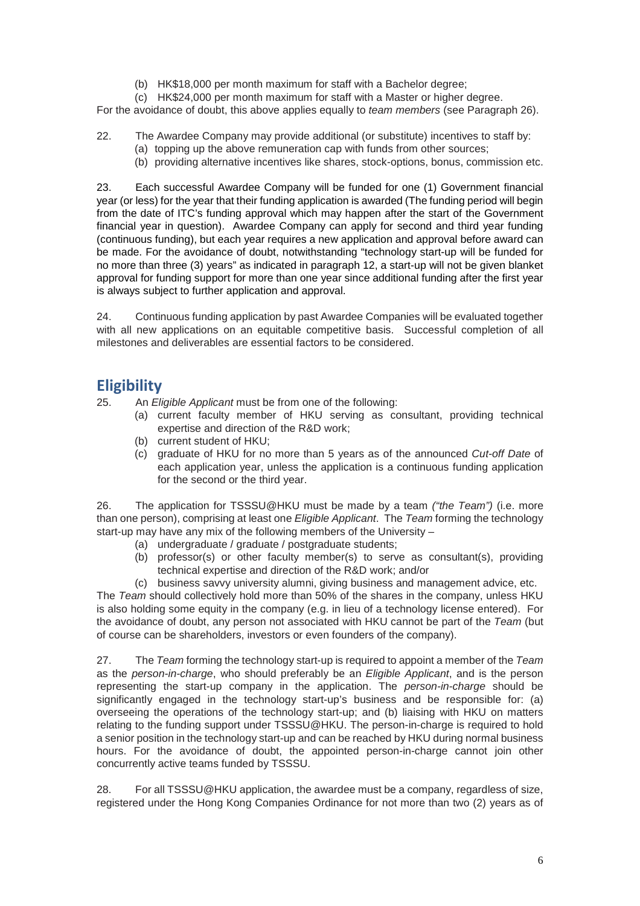(b) HK$18,000 per month maximum for staff with a Bachelor degree;

(c) HK$24,000 per month maximum for staff with a Master or higher degree.

For the avoidance of doubt, this above applies equally to *team members* (see Paragraph 26).

22. The Awardee Company may provide additional (or substitute) incentives to staff by:

(a) topping up the above remuneration cap with funds from other sources;

(b) providing alternative incentives like shares, stock-options, bonus, commission etc.

23. Each successful Awardee Company will be funded for one (1) Government financial year (or less) for the year that their funding application is awarded (The funding period will begin from the date of ITC's funding approval which may happen after the start of the Government financial year in question). Awardee Company can apply for second and third year funding (continuous funding), but each year requires a new application and approval before award can be made. For the avoidance of doubt, notwithstanding "technology start-up will be funded for no more than three (3) years" as indicated in paragraph 12, a start-up will not be given blanket approval for funding support for more than one year since additional funding after the first year is always subject to further application and approval.

24. Continuous funding application by past Awardee Companies will be evaluated together with all new applications on an equitable competitive basis. Successful completion of all milestones and deliverables are essential factors to be considered.

## Eligibility

25. An *Eligible Applicant* must be from one of the following:

(a) current faculty member of HKU serving as consultant, providing technical expertise and direction of the R&D work;

(b) current student of HKU;

(c) graduate of HKU for no more than 5 years as of the announced *Cut-off Date* of each application year, unless the application is a continuous funding application for the second or the third year.

26. The application for TSSSU@HKU must be made by a team *("the Team")* (i.e. more than one person), comprising at least one *Eligible Applicant*. The *Team* forming the technology start-up may have any mix of the following members of the University –

(a) undergraduate / graduate / postgraduate students;

(b) professor(s) or other faculty member(s) to serve as consultant(s), providing technical expertise and direction of the R&D work; and/or

(c) business savvy university alumni, giving business and management advice, etc.

The *Team* should collectively hold more than 50% of the shares in the company, unless HKU is also holding some equity in the company (e.g. in lieu of a technology license entered). For the avoidance of doubt, any person not associated with HKU cannot be part of the *Team* (but of course can be shareholders, investors or even founders of the company).

27. The *Team* forming the technology start-up is required to appoint a member of the *Team* as the *person-in-charge*, who should preferably be an *Eligible Applicant*, and is the person representing the start-up company in the application. The *person-in-charge* should be significantly engaged in the technology start-up's business and be responsible for: (a) overseeing the operations of the technology start-up; and (b) liaising with HKU on matters relating to the funding support under TSSSU@HKU. The person-in-charge is required to hold a senior position in the technology start-up and can be reached by HKU during normal business hours. For the avoidance of doubt, the appointed person-in-charge cannot join other concurrently active teams funded by TSSSU.

28. For all TSSSU@HKU application, the awardee must be a company, regardless of size, registered under the Hong Kong Companies Ordinance for not more than two (2) years as of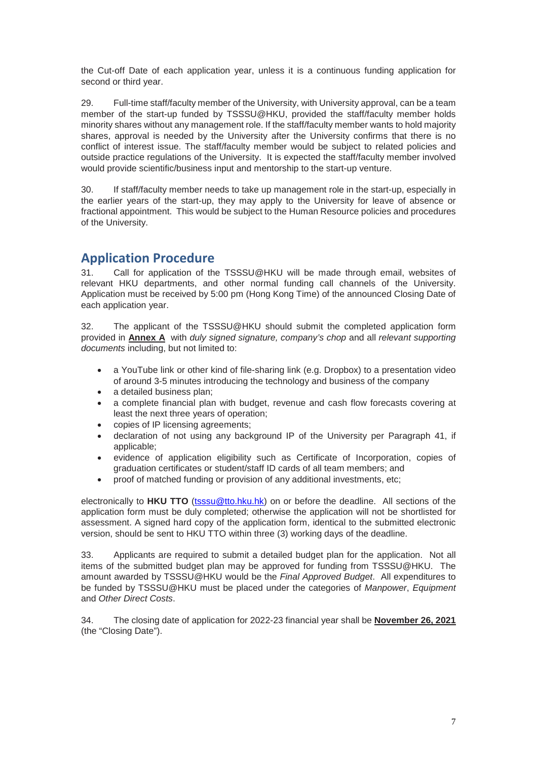the Cut-off Date of each application year, unless it is a continuous funding application for second or third year.

29. Full-time staff/faculty member of the University, with University approval, can be a team member of the start-up funded by TSSSU@HKU, provided the staff/faculty member holds minority shares without any management role. If the staff/faculty member wants to hold majority shares, approval is needed by the University after the University confirms that there is no conflict of interest issue. The staff/faculty member would be subject to related policies and outside practice regulations of the University. It is expected the staff/faculty member involved would provide scientific/business input and mentorship to the start-up venture.

30. If staff/faculty member needs to take up management role in the start-up, especially in the earlier years of the start-up, they may apply to the University for leave of absence or fractional appointment. This would be subject to the Human Resource policies and procedures of the University.

## Application Procedure

31. Call for application of the TSSSU@HKU will be made through email, websites of relevant HKU departments, and other normal funding call channels of the University. Application must be received by 5:00 pm (Hong Kong Time) of the announced Closing Date of each application year.

32. The applicant of the TSSSU@HKU should submit the completed application form provided in **Annex A** with *duly signed signature, company's chop* and all *relevant supporting documents* including, but not limited to:

- a YouTube link or other kind of file-sharing link (e.g. Dropbox) to a presentation video of around 3-5 minutes introducing the technology and business of the company
- a detailed business plan;
- a complete financial plan with budget, revenue and cash flow forecasts covering at least the next three years of operation;
- copies of IP licensing agreements;
- declaration of not using any background IP of the University per Paragraph 41, if applicable;
- evidence of application eligibility such as Certificate of Incorporation, copies of graduation certificates or student/staff ID cards of all team members; and
- proof of matched funding or provision of any additional investments, etc;

electronically to **HKU TTO** (tsssu@tto.hku.hk) on or before the deadline. All sections of the application form must be duly completed; otherwise the application will not be shortlisted for assessment. A signed hard copy of the application form, identical to the submitted electronic version, should be sent to HKU TTO within three (3) working days of the deadline.

33. Applicants are required to submit a detailed budget plan for the application. Not all items of the submitted budget plan may be approved for funding from TSSSU@HKU. The amount awarded by TSSSU@HKU would be the *Final Approved Budget*. All expenditures to be funded by TSSSU@HKU must be placed under the categories of *Manpower*, *Equipment* and *Other Direct Costs*.

34. The closing date of application for 2022-23 financial year shall be **November 26, 2021** (the "Closing Date").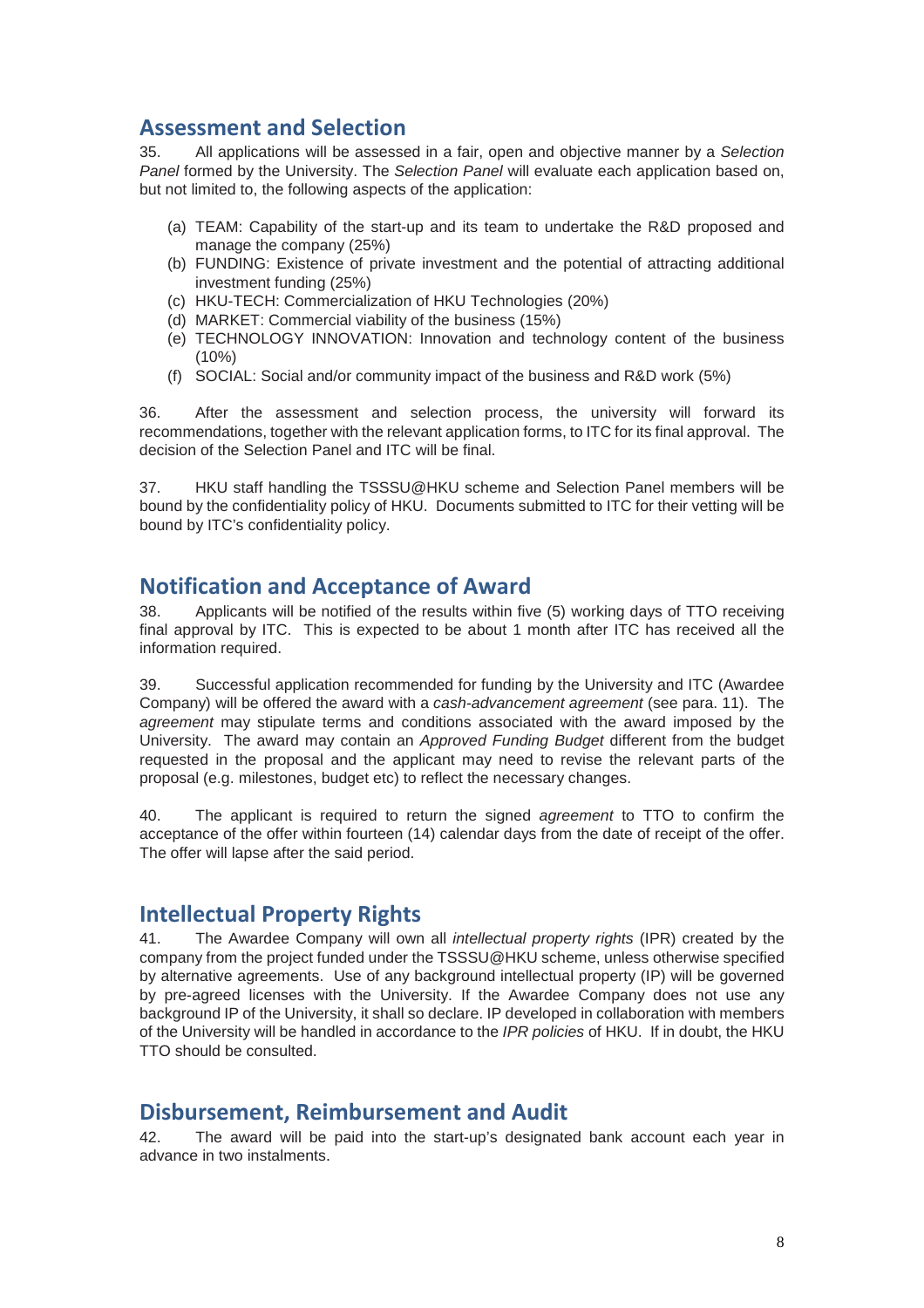## Assessment and Selection

35. All applications will be assessed in a fair, open and objective manner by a *Selection Panel* formed by the University. The *Selection Panel* will evaluate each application based on, but not limited to, the following aspects of the application:

(a) TEAM: Capability of the start-up and its team to undertake the R&D proposed and manage the company (25%)
(b) FUNDING: Existence of private investment and the potential of attracting additional investment funding (25%)
(c) HKU-TECH: Commercialization of HKU Technologies (20%)
(d) MARKET: Commercial viability of the business (15%)
(e) TECHNOLOGY INNOVATION: Innovation and technology content of the business (10%)
(f) SOCIAL: Social and/or community impact of the business and R&D work (5%)

36. After the assessment and selection process, the university will forward its recommendations, together with the relevant application forms, to ITC for its final approval. The decision of the Selection Panel and ITC will be final.

37. HKU staff handling the TSSSU@HKU scheme and Selection Panel members will be bound by the confidentiality policy of HKU. Documents submitted to ITC for their vetting will be bound by ITC's confidentiality policy.

## Notification and Acceptance of Award

38. Applicants will be notified of the results within five (5) working days of TTO receiving final approval by ITC. This is expected to be about 1 month after ITC has received all the information required.

39. Successful application recommended for funding by the University and ITC (Awardee Company) will be offered the award with a *cash-advancement agreement* (see para. 11). The *agreement* may stipulate terms and conditions associated with the award imposed by the University. The award may contain an *Approved Funding Budget* different from the budget requested in the proposal and the applicant may need to revise the relevant parts of the proposal (e.g. milestones, budget etc) to reflect the necessary changes.

40. The applicant is required to return the signed *agreement* to TTO to confirm the acceptance of the offer within fourteen (14) calendar days from the date of receipt of the offer. The offer will lapse after the said period.

## Intellectual Property Rights

41. The Awardee Company will own all *intellectual property rights* (IPR) created by the company from the project funded under the TSSSU@HKU scheme, unless otherwise specified by alternative agreements. Use of any background intellectual property (IP) will be governed by pre-agreed licenses with the University. If the Awardee Company does not use any background IP of the University, it shall so declare. IP developed in collaboration with members of the University will be handled in accordance to the *IPR policies* of HKU. If in doubt, the HKU TTO should be consulted.

## Disbursement, Reimbursement and Audit

42. The award will be paid into the start-up's designated bank account each year in advance in two instalments.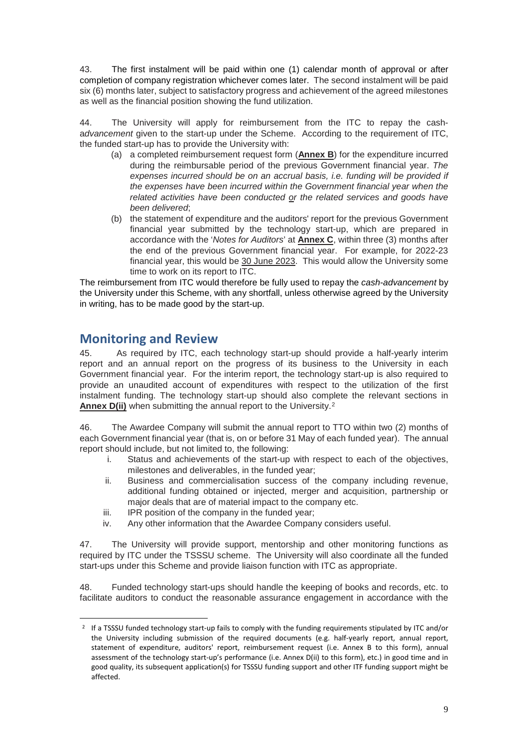43. The first instalment will be paid within one (1) calendar month of approval or after completion of company registration whichever comes later. The second instalment will be paid six (6) months later, subject to satisfactory progress and achievement of the agreed milestones as well as the financial position showing the fund utilization.

44. The University will apply for reimbursement from the ITC to repay the cash-*advancement* given to the start-up under the Scheme. According to the requirement of ITC, the funded start-up has to provide the University with:

(a) a completed reimbursement request form (**Annex B**) for the expenditure incurred during the reimbursable period of the previous Government financial year. *The expenses incurred should be on an accrual basis, i.e. funding will be provided if the expenses have been incurred within the Government financial year when the related activities have been conducted or the related services and goods have been delivered*;

(b) the statement of expenditure and the auditors' report for the previous Government financial year submitted by the technology start-up, which are prepared in accordance with the '*Notes for Auditors*' at **Annex C**, within three (3) months after the end of the previous Government financial year. For example, for 2022-23 financial year, this would be 30 June 2023. This would allow the University some time to work on its report to ITC.

The reimbursement from ITC would therefore be fully used to repay the *cash-advancement* by the University under this Scheme, with any shortfall, unless otherwise agreed by the University in writing, has to be made good by the start-up.

## Monitoring and Review

45. As required by ITC, each technology start-up should provide a half-yearly interim report and an annual report on the progress of its business to the University in each Government financial year. For the interim report, the technology start-up is also required to provide an unaudited account of expenditures with respect to the utilization of the first instalment funding. The technology start-up should also complete the relevant sections in **Annex D(ii)** when submitting the annual report to the University.[2]

46. The Awardee Company will submit the annual report to TTO within two (2) months of each Government financial year (that is, on or before 31 May of each funded year). The annual report should include, but not limited to, the following:

i. Status and achievements of the start-up with respect to each of the objectives, milestones and deliverables, in the funded year;
ii. Business and commercialisation success of the company including revenue, additional funding obtained or injected, merger and acquisition, partnership or major deals that are of material impact to the company etc.
iii. IPR position of the company in the funded year;
iv. Any other information that the Awardee Company considers useful.

47. The University will provide support, mentorship and other monitoring functions as required by ITC under the TSSSU scheme. The University will also coordinate all the funded start-ups under this Scheme and provide liaison function with ITC as appropriate.

48. Funded technology start-ups should handle the keeping of books and records, etc. to facilitate auditors to conduct the reasonable assurance engagement in accordance with the

[2] If a TSSSU funded technology start-up fails to comply with the funding requirements stipulated by ITC and/or the University including submission of the required documents (e.g. half-yearly report, annual report, statement of expenditure, auditors' report, reimbursement request (i.e. Annex B to this form), annual assessment of the technology start-up's performance (i.e. Annex D(ii) to this form), etc.) in good time and in good quality, its subsequent application(s) for TSSSU funding support and other ITF funding support might be affected.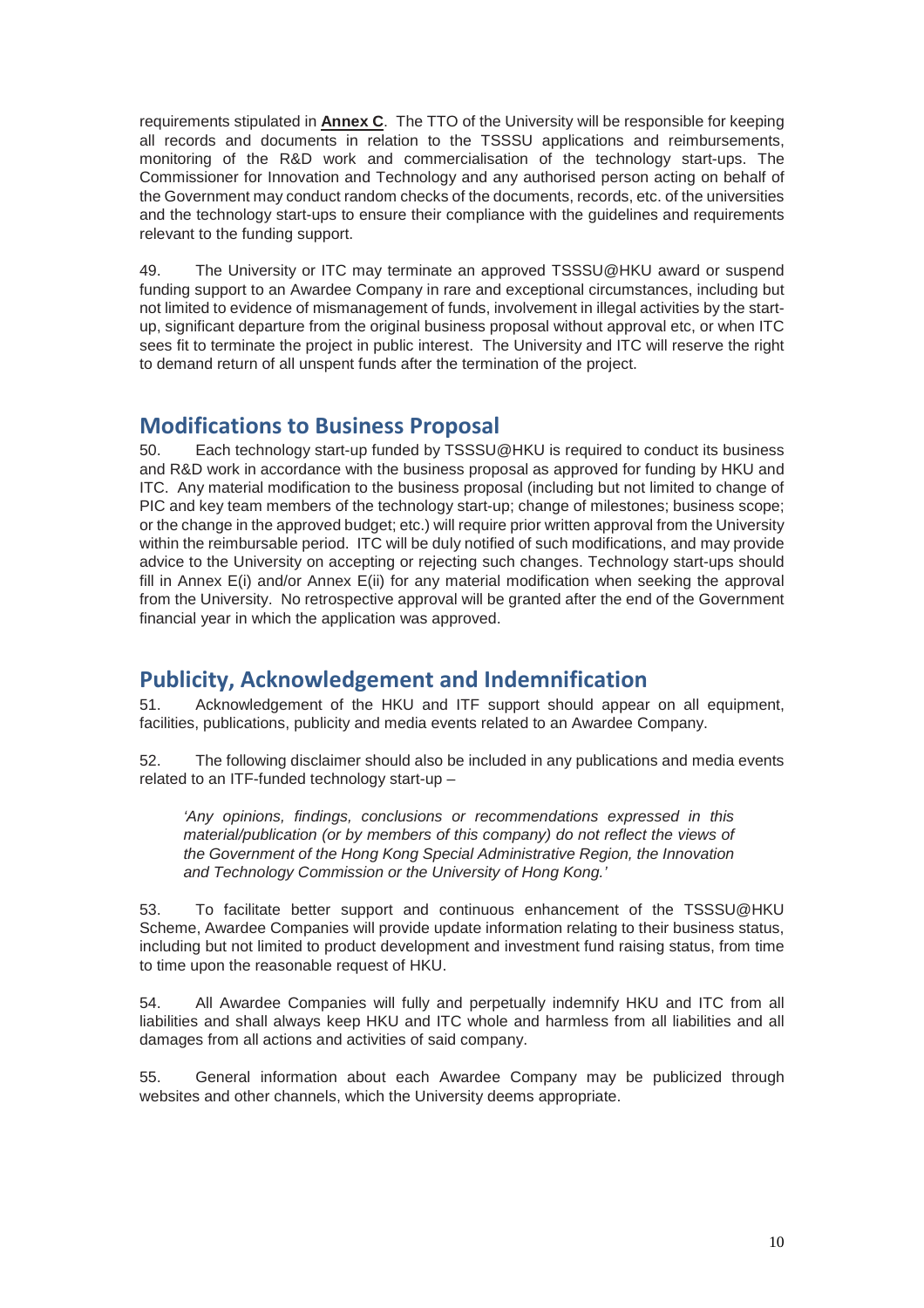requirements stipulated in **Annex C**. The TTO of the University will be responsible for keeping all records and documents in relation to the TSSSU applications and reimbursements, monitoring of the R&D work and commercialisation of the technology start-ups. The Commissioner for Innovation and Technology and any authorised person acting on behalf of the Government may conduct random checks of the documents, records, etc. of the universities and the technology start-ups to ensure their compliance with the guidelines and requirements relevant to the funding support.

49. The University or ITC may terminate an approved TSSSU@HKU award or suspend funding support to an Awardee Company in rare and exceptional circumstances, including but not limited to evidence of mismanagement of funds, involvement in illegal activities by the start-up, significant departure from the original business proposal without approval etc, or when ITC sees fit to terminate the project in public interest. The University and ITC will reserve the right to demand return of all unspent funds after the termination of the project.

## Modifications to Business Proposal

50. Each technology start-up funded by TSSSU@HKU is required to conduct its business and R&D work in accordance with the business proposal as approved for funding by HKU and ITC. Any material modification to the business proposal (including but not limited to change of PIC and key team members of the technology start-up; change of milestones; business scope; or the change in the approved budget; etc.) will require prior written approval from the University within the reimbursable period. ITC will be duly notified of such modifications, and may provide advice to the University on accepting or rejecting such changes. Technology start-ups should fill in Annex E(i) and/or Annex E(ii) for any material modification when seeking the approval from the University. No retrospective approval will be granted after the end of the Government financial year in which the application was approved.

## Publicity, Acknowledgement and Indemnification

51. Acknowledgement of the HKU and ITF support should appear on all equipment, facilities, publications, publicity and media events related to an Awardee Company.

52. The following disclaimer should also be included in any publications and media events related to an ITF-funded technology start-up –

> *'Any opinions, findings, conclusions or recommendations expressed in this material/publication (or by members of this company) do not reflect the views of the Government of the Hong Kong Special Administrative Region, the Innovation and Technology Commission or the University of Hong Kong.'*

53. To facilitate better support and continuous enhancement of the TSSSU@HKU Scheme, Awardee Companies will provide update information relating to their business status, including but not limited to product development and investment fund raising status, from time to time upon the reasonable request of HKU.

54. All Awardee Companies will fully and perpetually indemnify HKU and ITC from all liabilities and shall always keep HKU and ITC whole and harmless from all liabilities and all damages from all actions and activities of said company.

55. General information about each Awardee Company may be publicized through websites and other channels, which the University deems appropriate.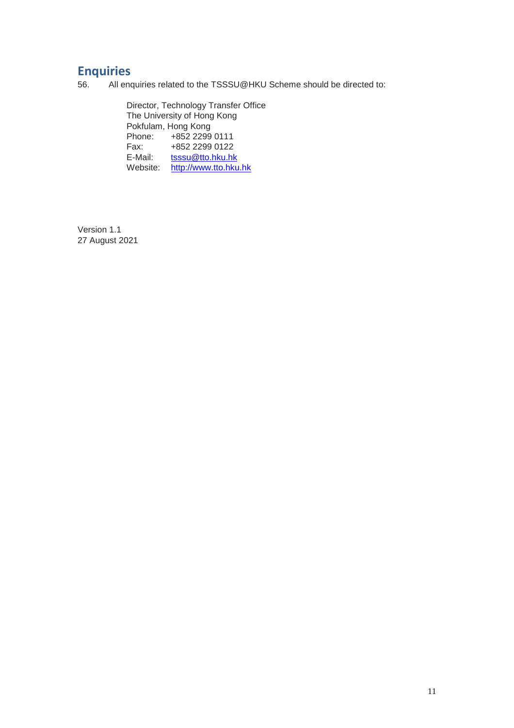## Enquiries

56. All enquiries related to the TSSSU@HKU Scheme should be directed to:

    Director, Technology Transfer Office  
    The University of Hong Kong  
    Pokfulam, Hong Kong  
    Phone: +852 2299 0111  
    Fax: +852 2299 0122  
    E-Mail: tsssu@tto.hku.hk  
    Website: http://www.tto.hku.hk

Version 1.1  
27 August 2021